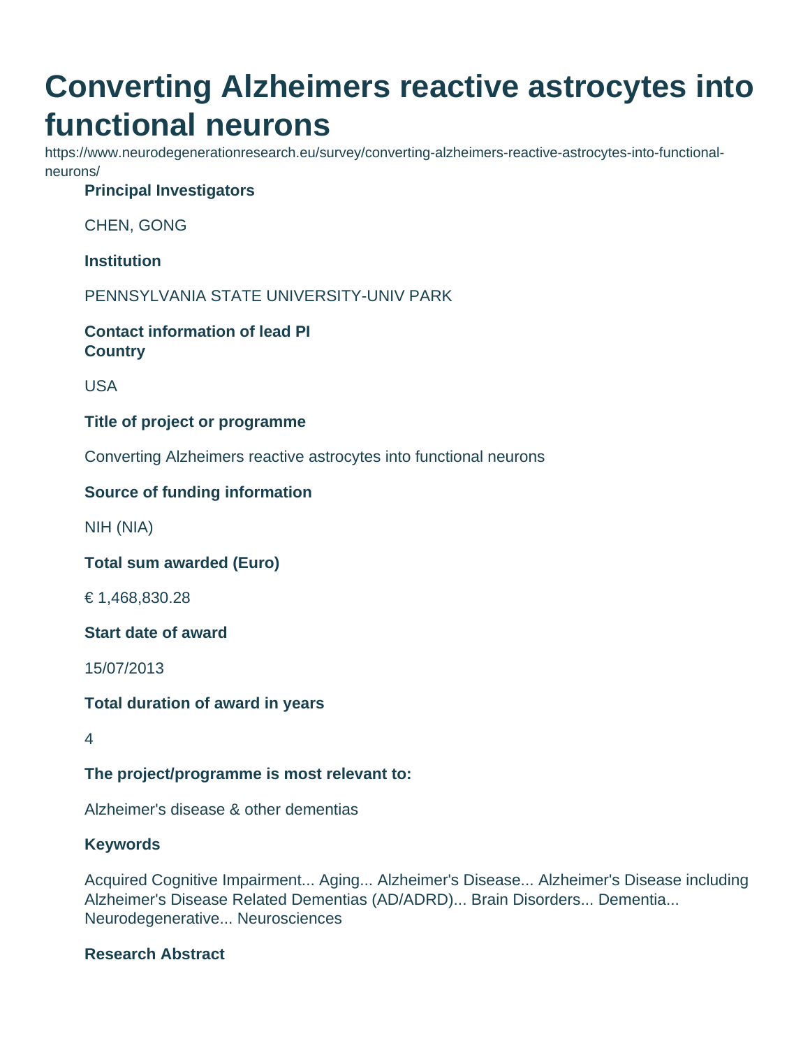# Converting Alzheimers reactive astrocytes into functional neurons

https://www.neurodegenerationresearch.eu/survey/converting-alzheimers-reactive-astrocytes-into-functional-neurons/

**Principal Investigators**

CHEN, GONG

**Institution**

PENNSYLVANIA STATE UNIVERSITY-UNIV PARK

**Contact information of lead PI**
**Country**

USA

**Title of project or programme**

Converting Alzheimers reactive astrocytes into functional neurons

**Source of funding information**

NIH (NIA)

**Total sum awarded (Euro)**

€ 1,468,830.28

**Start date of award**

15/07/2013

**Total duration of award in years**

4

**The project/programme is most relevant to:**

Alzheimer's disease & other dementias

**Keywords**

Acquired Cognitive Impairment... Aging... Alzheimer's Disease... Alzheimer's Disease including Alzheimer's Disease Related Dementias (AD/ADRD)... Brain Disorders... Dementia... Neurodegenerative... Neurosciences

**Research Abstract**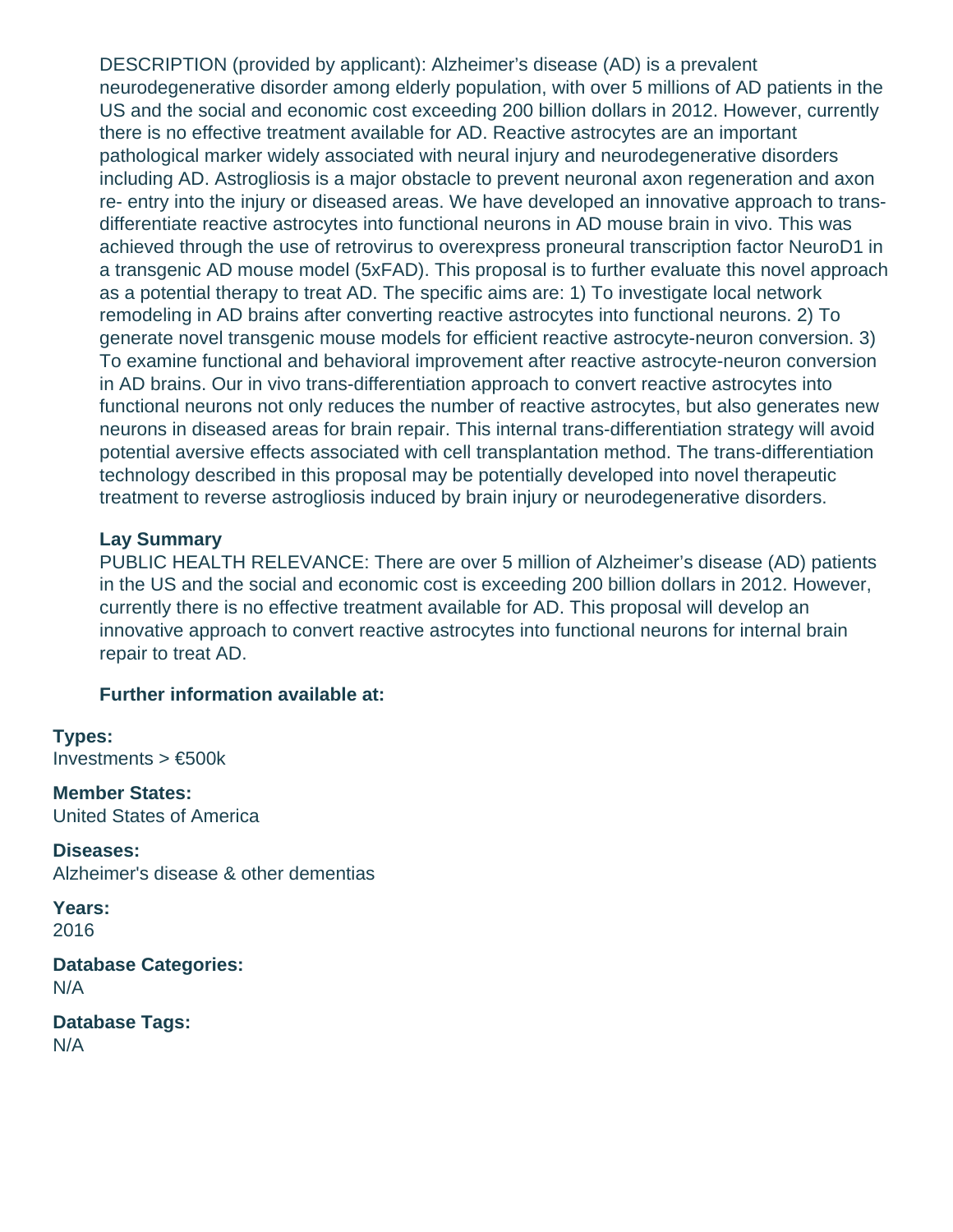DESCRIPTION (provided by applicant): Alzheimer's disease (AD) is a prevalent neurodegenerative disorder among elderly population, with over 5 millions of AD patients in the US and the social and economic cost exceeding 200 billion dollars in 2012. However, currently there is no effective treatment available for AD. Reactive astrocytes are an important pathological marker widely associated with neural injury and neurodegenerative disorders including AD. Astrogliosis is a major obstacle to prevent neuronal axon regeneration and axon re- entry into the injury or diseased areas. We have developed an innovative approach to trans-differentiate reactive astrocytes into functional neurons in AD mouse brain in vivo. This was achieved through the use of retrovirus to overexpress proneural transcription factor NeuroD1 in a transgenic AD mouse model (5xFAD). This proposal is to further evaluate this novel approach as a potential therapy to treat AD. The specific aims are: 1) To investigate local network remodeling in AD brains after converting reactive astrocytes into functional neurons. 2) To generate novel transgenic mouse models for efficient reactive astrocyte-neuron conversion. 3) To examine functional and behavioral improvement after reactive astrocyte-neuron conversion in AD brains. Our in vivo trans-differentiation approach to convert reactive astrocytes into functional neurons not only reduces the number of reactive astrocytes, but also generates new neurons in diseased areas for brain repair. This internal trans-differentiation strategy will avoid potential aversive effects associated with cell transplantation method. The trans-differentiation technology described in this proposal may be potentially developed into novel therapeutic treatment to reverse astrogliosis induced by brain injury or neurodegenerative disorders.

**Lay Summary**

PUBLIC HEALTH RELEVANCE: There are over 5 million of Alzheimer's disease (AD) patients in the US and the social and economic cost is exceeding 200 billion dollars in 2012. However, currently there is no effective treatment available for AD. This proposal will develop an innovative approach to convert reactive astrocytes into functional neurons for internal brain repair to treat AD.

**Further information available at:**

**Types:**
Investments > €500k

**Member States:**
United States of America

**Diseases:**
Alzheimer's disease & other dementias

**Years:**
2016

**Database Categories:**
N/A

**Database Tags:**
N/A